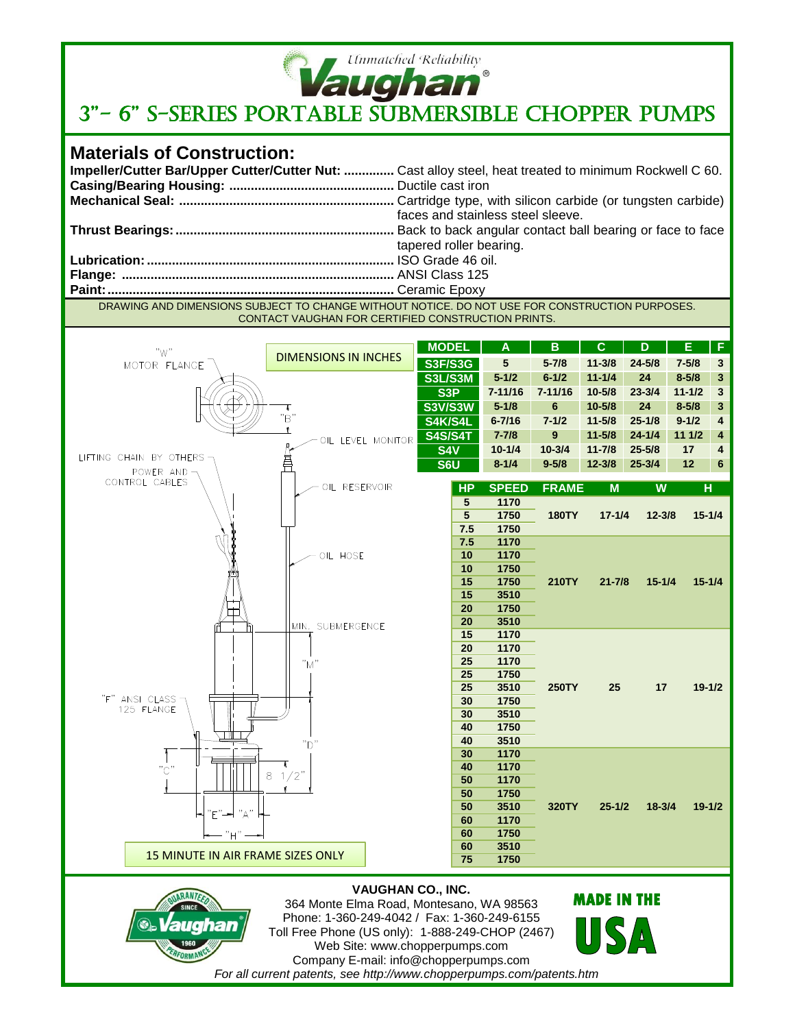Unmatched Reliability

# Vaughan®

# 3"- 6" S-SERIES PORTABLE SUBMERSIBLE CHOPPER PUMPS

## Materials of Construction:

**Impeller/Cutter Bar/Upper Cutter/Cutter Nut:** .............. Cast alloy steel, heat treated to minimum Rockwell C 60.
**Casing/Bearing Housing:** .............................................. Ductile cast iron
**Mechanical Seal:** .......................................................... Cartridge type, with silicon carbide (or tungsten carbide) faces and stainless steel sleeve.
**Thrust Bearings:** ........................................................... Back to back angular contact ball bearing or face to face tapered roller bearing.
**Lubrication:** ................................................................... ISO Grade 46 oil.
**Flange:** .......................................................................... ANSI Class 125
**Paint:** ............................................................................... Ceramic Epoxy

DRAWING AND DIMENSIONS SUBJECT TO CHANGE WITHOUT NOTICE. DO NOT USE FOR CONSTRUCTION PURPOSES. CONTACT VAUGHAN FOR CERTIFIED CONSTRUCTION PRINTS.

"W" MOTOR FLANGE

"B"

OIL LEVEL MONITOR

LIFTING CHAIN BY OTHERS

POWER AND CONTROL CABLES

OIL RESERVOIR

OIL HOSE

MIN. SUBMERGENCE

"M"

"F" ANSI CLASS 125 FLANGE

"D"

"C"

8 1/2"

"E" "A"

"H"

15 MINUTE IN AIR FRAME SIZES ONLY

DIMENSIONS IN INCHES

| MODEL | A | B | C | D | E | F |
|---|---|---|---|---|---|---|
| S3F/S3G | 5 | 5-7/8 | 11-3/8 | 24-5/8 | 7-5/8 | 3 |
| S3L/S3M | 5-1/2 | 6-1/2 | 11-1/4 | 24 | 8-5/8 | 3 |
| S3P | 7-11/16 | 7-11/16 | 10-5/8 | 23-3/4 | 11-1/2 | 3 |
| S3V/S3W | 5-1/8 | 6 | 10-5/8 | 24 | 8-5/8 | 3 |
| S4K/S4L | 6-7/16 | 7-1/2 | 11-5/8 | 25-1/8 | 9-1/2 | 4 |
| S4S/S4T | 7-7/8 | 9 | 11-5/8 | 24-1/4 | 11 1/2 | 4 |
| S4V | 10-1/4 | 10-3/4 | 11-7/8 | 25-5/8 | 17 | 4 |
| S6U | 8-1/4 | 9-5/8 | 12-3/8 | 25-3/4 | 12 | 6 |

| HP | SPEED | FRAME | M | W | H |
|---|---|---|---|---|---|
| 5 | 1170 | 180TY | 17-1/4 | 12-3/8 | 15-1/4 |
| 5 | 1750 | | | | |
| 7.5 | 1750 | | | | |
| 7.5 | 1170 | 210TY | 21-7/8 | 15-1/4 | 15-1/4 |
| 10 | 1170 | | | | |
| 10 | 1750 | | | | |
| 15 | 1750 | | | | |
| 15 | 3510 | | | | |
| 20 | 1750 | | | | |
| 20 | 3510 | | | | |
| 15 | 1170 | 250TY | 25 | 17 | 19-1/2 |
| 20 | 1170 | | | | |
| 25 | 1170 | | | | |
| 25 | 1750 | | | | |
| 25 | 3510 | | | | |
| 30 | 1750 | | | | |
| 30 | 3510 | | | | |
| 40 | 1750 | | | | |
| 40 | 3510 | | | | |
| 30 | 1170 | 320TY | 25-1/2 | 18-3/4 | 19-1/2 |
| 40 | 1170 | | | | |
| 50 | 1170 | | | | |
| 50 | 1750 | | | | |
| 50 | 3510 | | | | |
| 60 | 1170 | | | | |
| 60 | 1750 | | | | |
| 60 | 3510 | | | | |
| 75 | 1750 | | | | |

GUARANTEED PERFORMANCE SINCE 1960 Vaughan

**VAUGHAN CO., INC.**
364 Monte Elma Road, Montesano, WA 98563
Phone: 1-360-249-4042 / Fax: 1-360-249-6155
Toll Free Phone (US only): 1-888-249-CHOP (2467)
Web Site: www.chopperpumps.com
Company E-mail: info@chopperpumps.com
*For all current patents, see http://www.chopperpumps.com/patents.htm*

MADE IN THE USA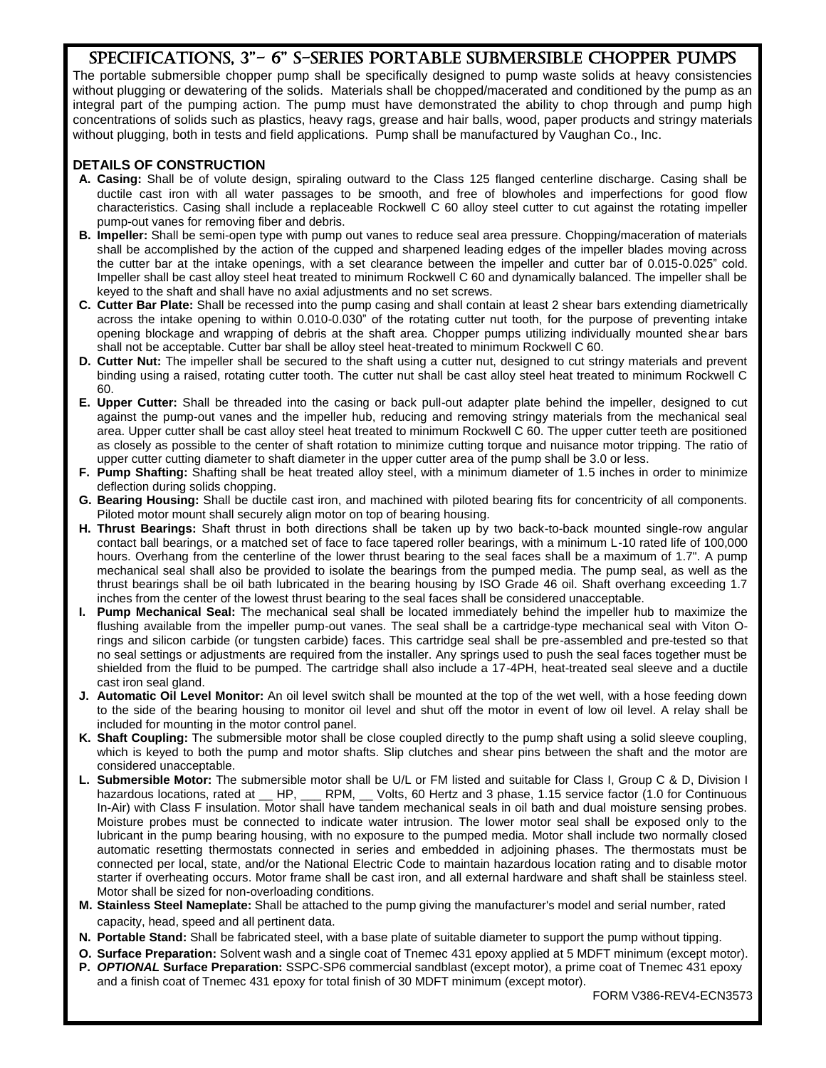# SPECIFICATIONS, 3"- 6" S-SERIES PORTABLE SUBMERSIBLE CHOPPER PUMPS

The portable submersible chopper pump shall be specifically designed to pump waste solids at heavy consistencies without plugging or dewatering of the solids. Materials shall be chopped/macerated and conditioned by the pump as an integral part of the pumping action. The pump must have demonstrated the ability to chop through and pump high concentrations of solids such as plastics, heavy rags, grease and hair balls, wood, paper products and stringy materials without plugging, both in tests and field applications. Pump shall be manufactured by Vaughan Co., Inc.

## DETAILS OF CONSTRUCTION

**A. Casing:** Shall be of volute design, spiraling outward to the Class 125 flanged centerline discharge. Casing shall be ductile cast iron with all water passages to be smooth, and free of blowholes and imperfections for good flow characteristics. Casing shall include a replaceable Rockwell C 60 alloy steel cutter to cut against the rotating impeller pump-out vanes for removing fiber and debris.

**B. Impeller:** Shall be semi-open type with pump out vanes to reduce seal area pressure. Chopping/maceration of materials shall be accomplished by the action of the cupped and sharpened leading edges of the impeller blades moving across the cutter bar at the intake openings, with a set clearance between the impeller and cutter bar of 0.015-0.025" cold. Impeller shall be cast alloy steel heat treated to minimum Rockwell C 60 and dynamically balanced. The impeller shall be keyed to the shaft and shall have no axial adjustments and no set screws.

**C. Cutter Bar Plate:** Shall be recessed into the pump casing and shall contain at least 2 shear bars extending diametrically across the intake opening to within 0.010-0.030" of the rotating cutter nut tooth, for the purpose of preventing intake opening blockage and wrapping of debris at the shaft area. Chopper pumps utilizing individually mounted shear bars shall not be acceptable. Cutter bar shall be alloy steel heat-treated to minimum Rockwell C 60.

**D. Cutter Nut:** The impeller shall be secured to the shaft using a cutter nut, designed to cut stringy materials and prevent binding using a raised, rotating cutter tooth. The cutter nut shall be cast alloy steel heat treated to minimum Rockwell C 60.

**E. Upper Cutter:** Shall be threaded into the casing or back pull-out adapter plate behind the impeller, designed to cut against the pump-out vanes and the impeller hub, reducing and removing stringy materials from the mechanical seal area. Upper cutter shall be cast alloy steel heat treated to minimum Rockwell C 60. The upper cutter teeth are positioned as closely as possible to the center of shaft rotation to minimize cutting torque and nuisance motor tripping. The ratio of upper cutter cutting diameter to shaft diameter in the upper cutter area of the pump shall be 3.0 or less.

**F. Pump Shafting:** Shafting shall be heat treated alloy steel, with a minimum diameter of 1.5 inches in order to minimize deflection during solids chopping.

**G. Bearing Housing:** Shall be ductile cast iron, and machined with piloted bearing fits for concentricity of all components. Piloted motor mount shall securely align motor on top of bearing housing.

**H. Thrust Bearings:** Shaft thrust in both directions shall be taken up by two back-to-back mounted single-row angular contact ball bearings, or a matched set of face to face tapered roller bearings, with a minimum L-10 rated life of 100,000 hours. Overhang from the centerline of the lower thrust bearing to the seal faces shall be a maximum of 1.7". A pump mechanical seal shall also be provided to isolate the bearings from the pumped media. The pump seal, as well as the thrust bearings shall be oil bath lubricated in the bearing housing by ISO Grade 46 oil. Shaft overhang exceeding 1.7 inches from the center of the lowest thrust bearing to the seal faces shall be considered unacceptable.

**I. Pump Mechanical Seal:** The mechanical seal shall be located immediately behind the impeller hub to maximize the flushing available from the impeller pump-out vanes. The seal shall be a cartridge-type mechanical seal with Viton O-rings and silicon carbide (or tungsten carbide) faces. This cartridge seal shall be pre-assembled and pre-tested so that no seal settings or adjustments are required from the installer. Any springs used to push the seal faces together must be shielded from the fluid to be pumped. The cartridge shall also include a 17-4PH, heat-treated seal sleeve and a ductile cast iron seal gland.

**J. Automatic Oil Level Monitor:** An oil level switch shall be mounted at the top of the wet well, with a hose feeding down to the side of the bearing housing to monitor oil level and shut off the motor in event of low oil level. A relay shall be included for mounting in the motor control panel.

**K. Shaft Coupling:** The submersible motor shall be close coupled directly to the pump shaft using a solid sleeve coupling, which is keyed to both the pump and motor shafts. Slip clutches and shear pins between the shaft and the motor are considered unacceptable.

**L. Submersible Motor:** The submersible motor shall be U/L or FM listed and suitable for Class I, Group C & D, Division I hazardous locations, rated at __ HP, ___ RPM, __ Volts, 60 Hertz and 3 phase, 1.15 service factor (1.0 for Continuous In-Air) with Class F insulation. Motor shall have tandem mechanical seals in oil bath and dual moisture sensing probes. Moisture probes must be connected to indicate water intrusion. The lower motor seal shall be exposed only to the lubricant in the pump bearing housing, with no exposure to the pumped media. Motor shall include two normally closed automatic resetting thermostats connected in series and embedded in adjoining phases. The thermostats must be connected per local, state, and/or the National Electric Code to maintain hazardous location rating and to disable motor starter if overheating occurs. Motor frame shall be cast iron, and all external hardware and shaft shall be stainless steel. Motor shall be sized for non-overloading conditions.

**M. Stainless Steel Nameplate:** Shall be attached to the pump giving the manufacturer's model and serial number, rated capacity, head, speed and all pertinent data.

**N. Portable Stand:** Shall be fabricated steel, with a base plate of suitable diameter to support the pump without tipping.

**O. Surface Preparation:** Solvent wash and a single coat of Tnemec 431 epoxy applied at 5 MDFT minimum (except motor).

**P. *OPTIONAL* Surface Preparation:** SSPC-SP6 commercial sandblast (except motor), a prime coat of Tnemec 431 epoxy and a finish coat of Tnemec 431 epoxy for total finish of 30 MDFT minimum (except motor).

FORM V386-REV4-ECN3573